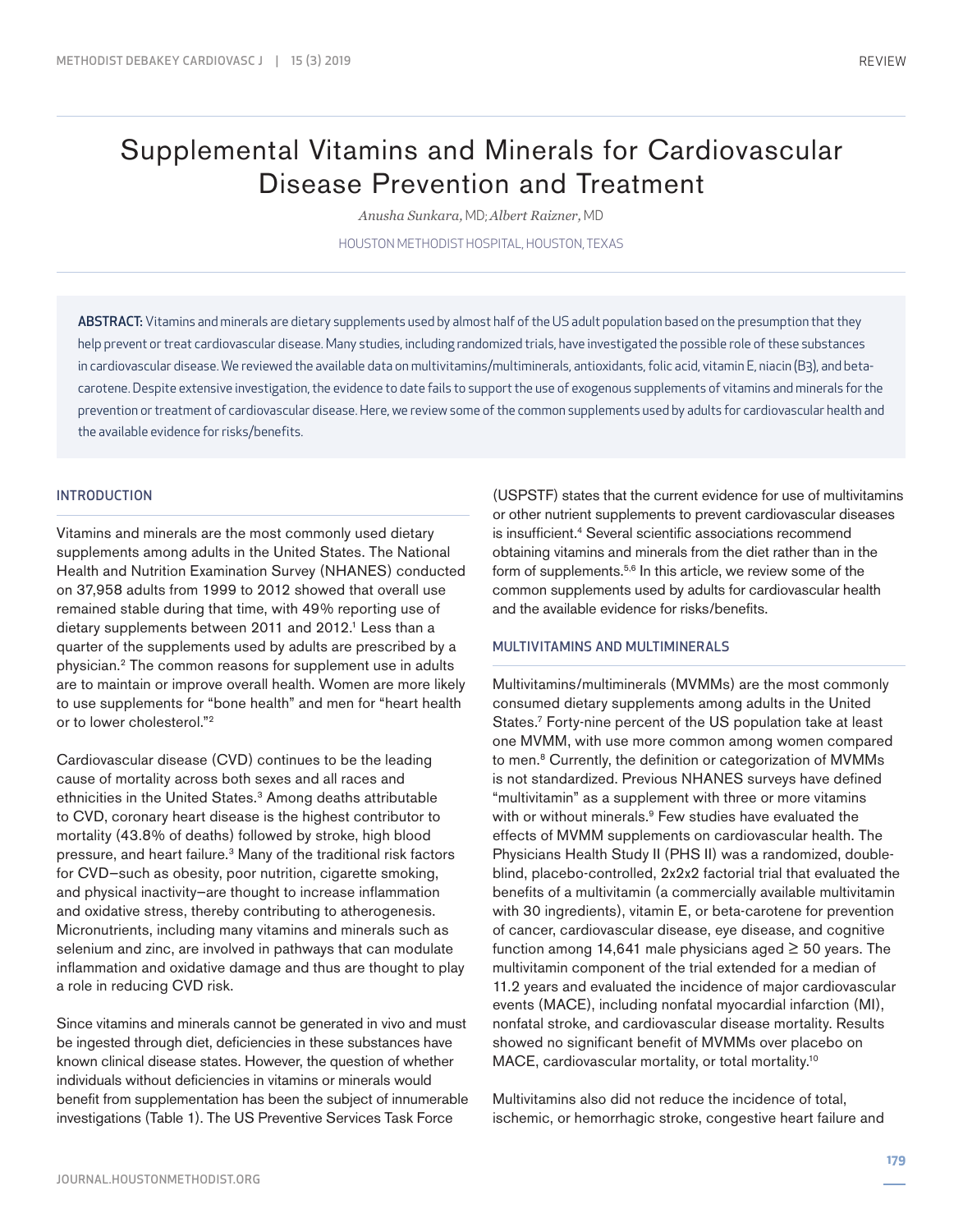# Supplemental Vitamins and Minerals for Cardiovascular Disease Prevention and Treatment

*Anusha Sunkara,* MD; *Albert Raizner,* MD

HOUSTON METHODIST HOSPITAL, HOUSTON, TEXAS

**ABSTRACT:** Vitamins and minerals are dietary supplements used by almost half of the US adult population based on the presumption that they help prevent or treat cardiovascular disease. Many studies, including randomized trials, have investigated the possible role of these substances in cardiovascular disease. We reviewed the available data on multivitamins/multiminerals, antioxidants, folic acid, vitamin E, niacin (B3), and beta-carotene. Despite extensive investigation, the evidence to date fails to support the use of exogenous supplements of vitamins and minerals for the prevention or treatment of cardiovascular disease. Here, we review some of the common supplements used by adults for cardiovascular health and the available evidence for risks/benefits.

## INTRODUCTION

Vitamins and minerals are the most commonly used dietary supplements among adults in the United States. The National Health and Nutrition Examination Survey (NHANES) conducted on 37,958 adults from 1999 to 2012 showed that overall use remained stable during that time, with 49% reporting use of dietary supplements between 2011 and 2012.[1] Less than a quarter of the supplements used by adults are prescribed by a physician.[2] The common reasons for supplement use in adults are to maintain or improve overall health. Women are more likely to use supplements for "bone health" and men for "heart health or to lower cholesterol."[2]

Cardiovascular disease (CVD) continues to be the leading cause of mortality across both sexes and all races and ethnicities in the United States.[3] Among deaths attributable to CVD, coronary heart disease is the highest contributor to mortality (43.8% of deaths) followed by stroke, high blood pressure, and heart failure.[3] Many of the traditional risk factors for CVD—such as obesity, poor nutrition, cigarette smoking, and physical inactivity—are thought to increase inflammation and oxidative stress, thereby contributing to atherogenesis. Micronutrients, including many vitamins and minerals such as selenium and zinc, are involved in pathways that can modulate inflammation and oxidative damage and thus are thought to play a role in reducing CVD risk.

Since vitamins and minerals cannot be generated in vivo and must be ingested through diet, deficiencies in these substances have known clinical disease states. However, the question of whether individuals without deficiencies in vitamins or minerals would benefit from supplementation has been the subject of innumerable investigations (Table 1). The US Preventive Services Task Force (USPSTF) states that the current evidence for use of multivitamins or other nutrient supplements to prevent cardiovascular diseases is insufficient.[4] Several scientific associations recommend obtaining vitamins and minerals from the diet rather than in the form of supplements.[5,6] In this article, we review some of the common supplements used by adults for cardiovascular health and the available evidence for risks/benefits.

## MULTIVITAMINS AND MULTIMINERALS

Multivitamins/multiminerals (MVMMs) are the most commonly consumed dietary supplements among adults in the United States.[7] Forty-nine percent of the US population take at least one MVMM, with use more common among women compared to men.[8] Currently, the definition or categorization of MVMMs is not standardized. Previous NHANES surveys have defined "multivitamin" as a supplement with three or more vitamins with or without minerals.[9] Few studies have evaluated the effects of MVMM supplements on cardiovascular health. The Physicians Health Study II (PHS II) was a randomized, double-blind, placebo-controlled, 2x2x2 factorial trial that evaluated the benefits of a multivitamin (a commercially available multivitamin with 30 ingredients), vitamin E, or beta-carotene for prevention of cancer, cardiovascular disease, eye disease, and cognitive function among 14,641 male physicians aged ≥ 50 years. The multivitamin component of the trial extended for a median of 11.2 years and evaluated the incidence of major cardiovascular events (MACE), including nonfatal myocardial infarction (MI), nonfatal stroke, and cardiovascular disease mortality. Results showed no significant benefit of MVMMs over placebo on MACE, cardiovascular mortality, or total mortality.[10]

Multivitamins also did not reduce the incidence of total, ischemic, or hemorrhagic stroke, congestive heart failure and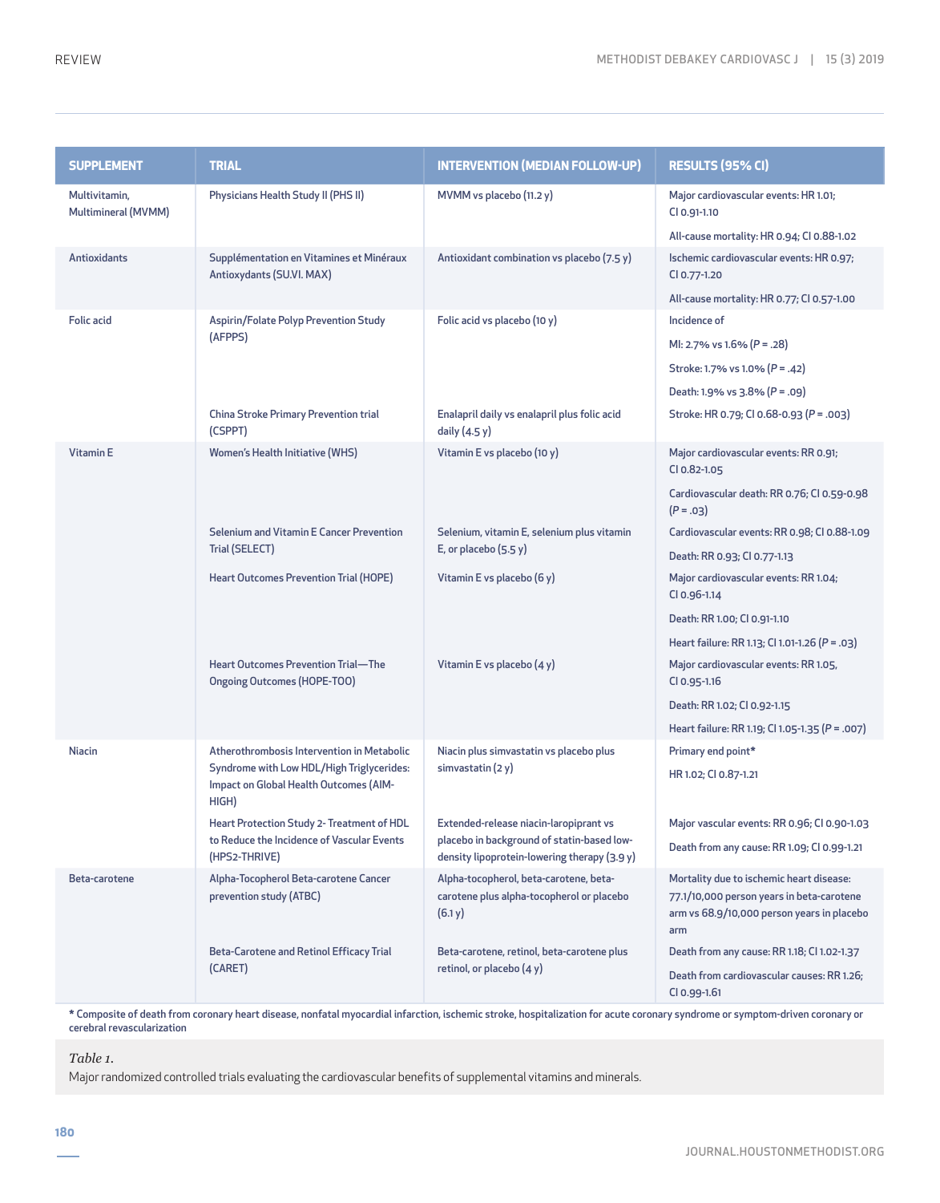| SUPPLEMENT | TRIAL | INTERVENTION (MEDIAN FOLLOW-UP) | RESULTS (95% CI) |
|---|---|---|---|
| Multivitamin, Multimineral (MVMM) | Physicians Health Study II (PHS II) | MVMM vs placebo (11.2 y) | Major cardiovascular events: HR 1.01; CI 0.91-1.10<br>All-cause mortality: HR 0.94; CI 0.88-1.02 |
| Antioxidants | Supplémentation en Vitamines et Minéraux Antioxydants (SU.VI. MAX) | Antioxidant combination vs placebo (7.5 y) | Ischemic cardiovascular events: HR 0.97; CI 0.77-1.20<br>All-cause mortality: HR 0.77; CI 0.57-1.00 |
| Folic acid | Aspirin/Folate Polyp Prevention Study (AFPPS) | Folic acid vs placebo (10 y) | Incidence of<br>MI: 2.7% vs 1.6% (*P* = .28)<br>Stroke: 1.7% vs 1.0% (*P* = .42)<br>Death: 1.9% vs 3.8% (*P* = .09) |
| | China Stroke Primary Prevention trial (CSPPT) | Enalapril daily vs enalapril plus folic acid daily (4.5 y) | Stroke: HR 0.79; CI 0.68-0.93 (*P* = .003) |
| Vitamin E | Women's Health Initiative (WHS) | Vitamin E vs placebo (10 y) | Major cardiovascular events: RR 0.91; CI 0.82-1.05<br>Cardiovascular death: RR 0.76; CI 0.59-0.98 (*P* = .03) |
| | Selenium and Vitamin E Cancer Prevention Trial (SELECT) | Selenium, vitamin E, selenium plus vitamin E, or placebo (5.5 y) | Cardiovascular events: RR 0.98; CI 0.88-1.09<br>Death: RR 0.93; CI 0.77-1.13 |
| | Heart Outcomes Prevention Trial (HOPE) | Vitamin E vs placebo (6 y) | Major cardiovascular events: RR 1.04; CI 0.96-1.14<br>Death: RR 1.00; CI 0.91-1.10<br>Heart failure: RR 1.13; CI 1.01-1.26 (*P* = .03) |
| | Heart Outcomes Prevention Trial—The Ongoing Outcomes (HOPE-TOO) | Vitamin E vs placebo (4 y) | Major cardiovascular events: RR 1.05, CI 0.95-1.16<br>Death: RR 1.02; CI 0.92-1.15<br>Heart failure: RR 1.19; CI 1.05-1.35 (*P* = .007) |
| Niacin | Atherothrombosis Intervention in Metabolic Syndrome with Low HDL/High Triglycerides: Impact on Global Health Outcomes (AIM-HIGH) | Niacin plus simvastatin vs placebo plus simvastatin (2 y) | Primary end point*<br>HR 1.02; CI 0.87-1.21 |
| | Heart Protection Study 2- Treatment of HDL to Reduce the Incidence of Vascular Events (HPS2-THRIVE) | Extended-release niacin-laropiprant vs placebo in background of statin-based low-density lipoprotein-lowering therapy (3.9 y) | Major vascular events: RR 0.96; CI 0.90-1.03<br>Death from any cause: RR 1.09; CI 0.99-1.21 |
| Beta-carotene | Alpha-Tocopherol Beta-carotene Cancer prevention study (ATBC) | Alpha-tocopherol, beta-carotene, beta-carotene plus alpha-tocopherol or placebo (6.1 y) | Mortality due to ischemic heart disease: 77.1/10,000 person years in beta-carotene arm vs 68.9/10,000 person years in placebo arm |
| | Beta-Carotene and Retinol Efficacy Trial (CARET) | Beta-carotene, retinol, beta-carotene plus retinol, or placebo (4 y) | Death from any cause: RR 1.18; CI 1.02-1.37<br>Death from cardiovascular causes: RR 1.26; CI 0.99-1.61 |

**\*** Composite of death from coronary heart disease, nonfatal myocardial infarction, ischemic stroke, hospitalization for acute coronary syndrome or symptom-driven coronary or cerebral revascularization

*Table 1.*
Major randomized controlled trials evaluating the cardiovascular benefits of supplemental vitamins and minerals.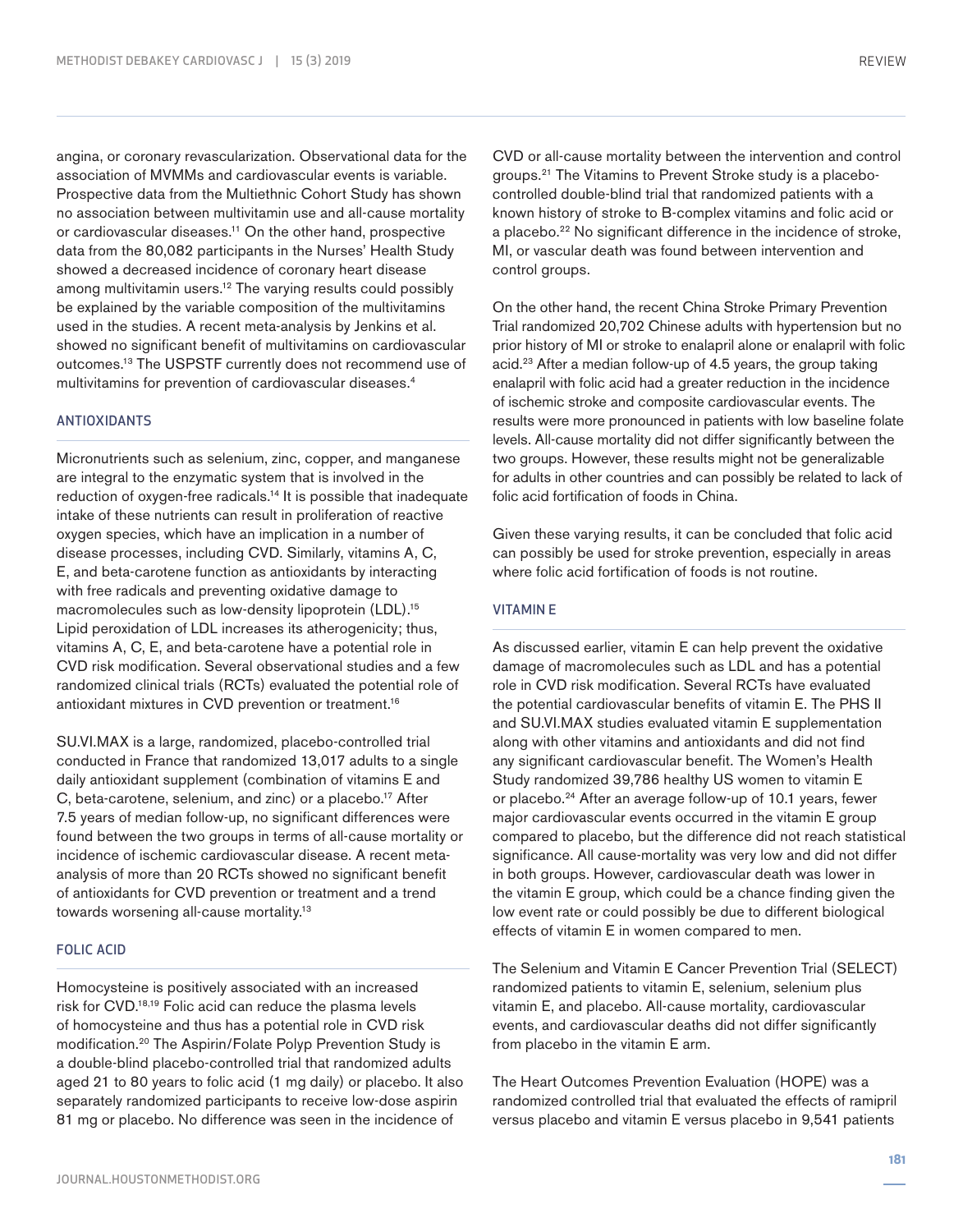angina, or coronary revascularization. Observational data for the association of MVMMs and cardiovascular events is variable. Prospective data from the Multiethnic Cohort Study has shown no association between multivitamin use and all-cause mortality or cardiovascular diseases.[11] On the other hand, prospective data from the 80,082 participants in the Nurses' Health Study showed a decreased incidence of coronary heart disease among multivitamin users.[12] The varying results could possibly be explained by the variable composition of the multivitamins used in the studies. A recent meta-analysis by Jenkins et al. showed no significant benefit of multivitamins on cardiovascular outcomes.[13] The USPSTF currently does not recommend use of multivitamins for prevention of cardiovascular diseases.[4]

## ANTIOXIDANTS

Micronutrients such as selenium, zinc, copper, and manganese are integral to the enzymatic system that is involved in the reduction of oxygen-free radicals.[14] It is possible that inadequate intake of these nutrients can result in proliferation of reactive oxygen species, which have an implication in a number of disease processes, including CVD. Similarly, vitamins A, C, E, and beta-carotene function as antioxidants by interacting with free radicals and preventing oxidative damage to macromolecules such as low-density lipoprotein (LDL).[15] Lipid peroxidation of LDL increases its atherogenicity; thus, vitamins A, C, E, and beta-carotene have a potential role in CVD risk modification. Several observational studies and a few randomized clinical trials (RCTs) evaluated the potential role of antioxidant mixtures in CVD prevention or treatment.[16]

SU.VI.MAX is a large, randomized, placebo-controlled trial conducted in France that randomized 13,017 adults to a single daily antioxidant supplement (combination of vitamins E and C, beta-carotene, selenium, and zinc) or a placebo.[17] After 7.5 years of median follow-up, no significant differences were found between the two groups in terms of all-cause mortality or incidence of ischemic cardiovascular disease. A recent meta-analysis of more than 20 RCTs showed no significant benefit of antioxidants for CVD prevention or treatment and a trend towards worsening all-cause mortality.[13]

## FOLIC ACID

Homocysteine is positively associated with an increased risk for CVD.[18,19] Folic acid can reduce the plasma levels of homocysteine and thus has a potential role in CVD risk modification.[20] The Aspirin/Folate Polyp Prevention Study is a double-blind placebo-controlled trial that randomized adults aged 21 to 80 years to folic acid (1 mg daily) or placebo. It also separately randomized participants to receive low-dose aspirin 81 mg or placebo. No difference was seen in the incidence of CVD or all-cause mortality between the intervention and control groups.[21] The Vitamins to Prevent Stroke study is a placebo-controlled double-blind trial that randomized patients with a known history of stroke to B-complex vitamins and folic acid or a placebo.[22] No significant difference in the incidence of stroke, MI, or vascular death was found between intervention and control groups.

On the other hand, the recent China Stroke Primary Prevention Trial randomized 20,702 Chinese adults with hypertension but no prior history of MI or stroke to enalapril alone or enalapril with folic acid.[23] After a median follow-up of 4.5 years, the group taking enalapril with folic acid had a greater reduction in the incidence of ischemic stroke and composite cardiovascular events. The results were more pronounced in patients with low baseline folate levels. All-cause mortality did not differ significantly between the two groups. However, these results might not be generalizable for adults in other countries and can possibly be related to lack of folic acid fortification of foods in China.

Given these varying results, it can be concluded that folic acid can possibly be used for stroke prevention, especially in areas where folic acid fortification of foods is not routine.

## VITAMIN E

As discussed earlier, vitamin E can help prevent the oxidative damage of macromolecules such as LDL and has a potential role in CVD risk modification. Several RCTs have evaluated the potential cardiovascular benefits of vitamin E. The PHS II and SU.VI.MAX studies evaluated vitamin E supplementation along with other vitamins and antioxidants and did not find any significant cardiovascular benefit. The Women's Health Study randomized 39,786 healthy US women to vitamin E or placebo.[24] After an average follow-up of 10.1 years, fewer major cardiovascular events occurred in the vitamin E group compared to placebo, but the difference did not reach statistical significance. All cause-mortality was very low and did not differ in both groups. However, cardiovascular death was lower in the vitamin E group, which could be a chance finding given the low event rate or could possibly be due to different biological effects of vitamin E in women compared to men.

The Selenium and Vitamin E Cancer Prevention Trial (SELECT) randomized patients to vitamin E, selenium, selenium plus vitamin E, and placebo. All-cause mortality, cardiovascular events, and cardiovascular deaths did not differ significantly from placebo in the vitamin E arm.

The Heart Outcomes Prevention Evaluation (HOPE) was a randomized controlled trial that evaluated the effects of ramipril versus placebo and vitamin E versus placebo in 9,541 patients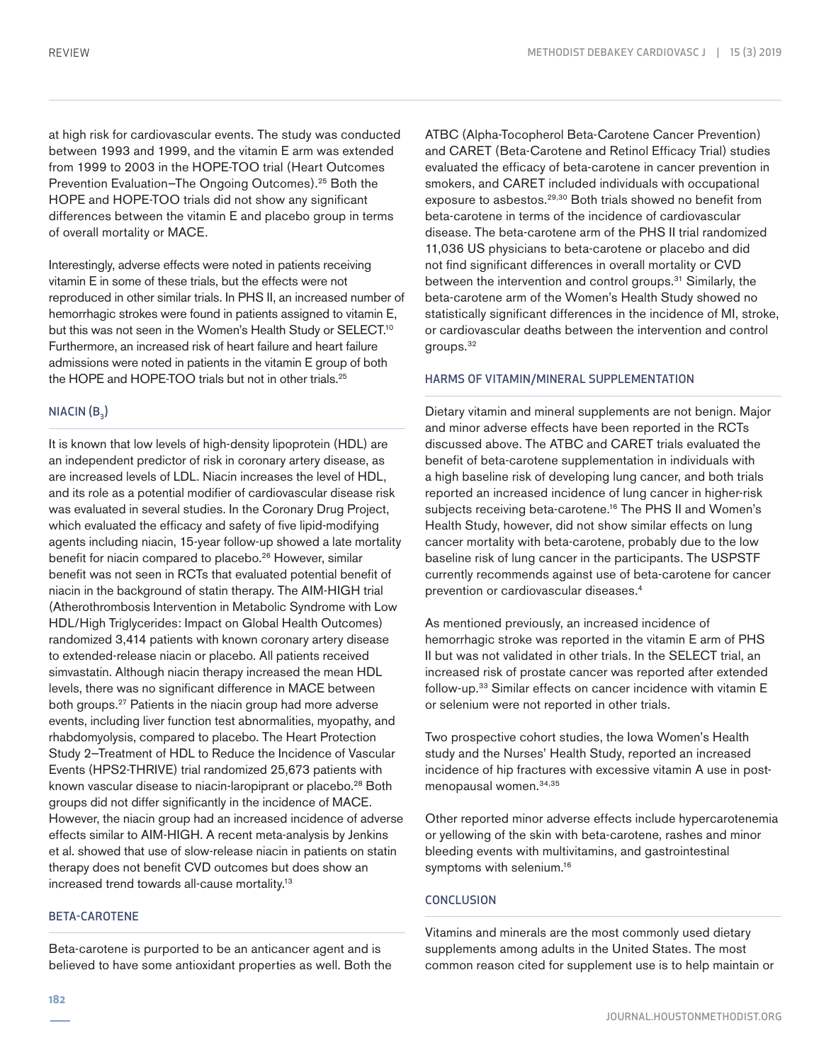at high risk for cardiovascular events. The study was conducted between 1993 and 1999, and the vitamin E arm was extended from 1999 to 2003 in the HOPE-TOO trial (Heart Outcomes Prevention Evaluation–The Ongoing Outcomes).[25] Both the HOPE and HOPE-TOO trials did not show any significant differences between the vitamin E and placebo group in terms of overall mortality or MACE.

Interestingly, adverse effects were noted in patients receiving vitamin E in some of these trials, but the effects were not reproduced in other similar trials. In PHS II, an increased number of hemorrhagic strokes were found in patients assigned to vitamin E, but this was not seen in the Women's Health Study or SELECT.[10] Furthermore, an increased risk of heart failure and heart failure admissions were noted in patients in the vitamin E group of both the HOPE and HOPE-TOO trials but not in other trials.[25]

## NIACIN ($B_3$)

It is known that low levels of high-density lipoprotein (HDL) are an independent predictor of risk in coronary artery disease, as are increased levels of LDL. Niacin increases the level of HDL, and its role as a potential modifier of cardiovascular disease risk was evaluated in several studies. In the Coronary Drug Project, which evaluated the efficacy and safety of five lipid-modifying agents including niacin, 15-year follow-up showed a late mortality benefit for niacin compared to placebo.[26] However, similar benefit was not seen in RCTs that evaluated potential benefit of niacin in the background of statin therapy. The AIM-HIGH trial (Atherothrombosis Intervention in Metabolic Syndrome with Low HDL/High Triglycerides: Impact on Global Health Outcomes) randomized 3,414 patients with known coronary artery disease to extended-release niacin or placebo. All patients received simvastatin. Although niacin therapy increased the mean HDL levels, there was no significant difference in MACE between both groups.[27] Patients in the niacin group had more adverse events, including liver function test abnormalities, myopathy, and rhabdomyolysis, compared to placebo. The Heart Protection Study 2–Treatment of HDL to Reduce the Incidence of Vascular Events (HPS2-THRIVE) trial randomized 25,673 patients with known vascular disease to niacin-laropiprant or placebo.[28] Both groups did not differ significantly in the incidence of MACE. However, the niacin group had an increased incidence of adverse effects similar to AIM-HIGH. A recent meta-analysis by Jenkins et al. showed that use of slow-release niacin in patients on statin therapy does not benefit CVD outcomes but does show an increased trend towards all-cause mortality.[13]

## BETA-CAROTENE

Beta-carotene is purported to be an anticancer agent and is believed to have some antioxidant properties as well. Both the ATBC (Alpha-Tocopherol Beta-Carotene Cancer Prevention) and CARET (Beta-Carotene and Retinol Efficacy Trial) studies evaluated the efficacy of beta-carotene in cancer prevention in smokers, and CARET included individuals with occupational exposure to asbestos.[29,30] Both trials showed no benefit from beta-carotene in terms of the incidence of cardiovascular disease. The beta-carotene arm of the PHS II trial randomized 11,036 US physicians to beta-carotene or placebo and did not find significant differences in overall mortality or CVD between the intervention and control groups.[31] Similarly, the beta-carotene arm of the Women's Health Study showed no statistically significant differences in the incidence of MI, stroke, or cardiovascular deaths between the intervention and control groups.[32]

## HARMS OF VITAMIN/MINERAL SUPPLEMENTATION

Dietary vitamin and mineral supplements are not benign. Major and minor adverse effects have been reported in the RCTs discussed above. The ATBC and CARET trials evaluated the benefit of beta-carotene supplementation in individuals with a high baseline risk of developing lung cancer, and both trials reported an increased incidence of lung cancer in higher-risk subjects receiving beta-carotene.[16] The PHS II and Women's Health Study, however, did not show similar effects on lung cancer mortality with beta-carotene, probably due to the low baseline risk of lung cancer in the participants. The USPSTF currently recommends against use of beta-carotene for cancer prevention or cardiovascular diseases.[4]

As mentioned previously, an increased incidence of hemorrhagic stroke was reported in the vitamin E arm of PHS II but was not validated in other trials. In the SELECT trial, an increased risk of prostate cancer was reported after extended follow-up.[33] Similar effects on cancer incidence with vitamin E or selenium were not reported in other trials.

Two prospective cohort studies, the Iowa Women's Health study and the Nurses' Health Study, reported an increased incidence of hip fractures with excessive vitamin A use in post-menopausal women.[34,35]

Other reported minor adverse effects include hypercarotenemia or yellowing of the skin with beta-carotene, rashes and minor bleeding events with multivitamins, and gastrointestinal symptoms with selenium.[16]

## CONCLUSION

Vitamins and minerals are the most commonly used dietary supplements among adults in the United States. The most common reason cited for supplement use is to help maintain or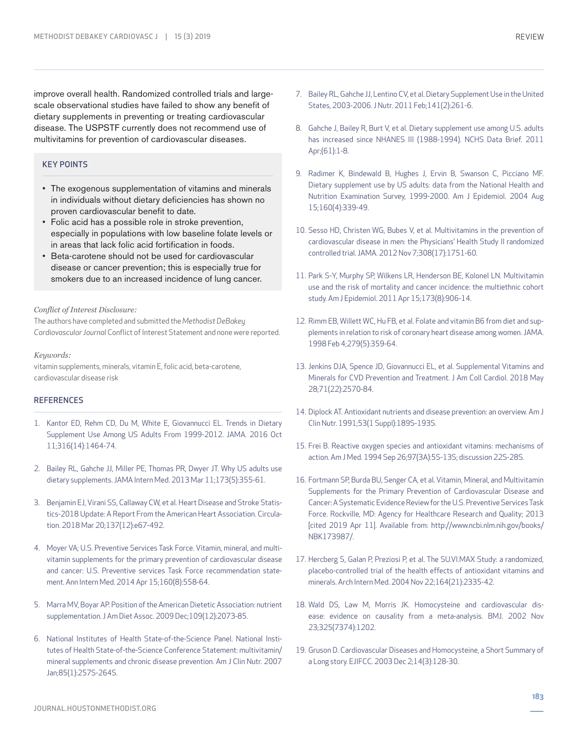improve overall health. Randomized controlled trials and large-scale observational studies have failed to show any benefit of dietary supplements in preventing or treating cardiovascular disease. The USPSTF currently does not recommend use of multivitamins for prevention of cardiovascular diseases.

## KEY POINTS

- The exogenous supplementation of vitamins and minerals in individuals without dietary deficiencies has shown no proven cardiovascular benefit to date.
- Folic acid has a possible role in stroke prevention, especially in populations with low baseline folate levels or in areas that lack folic acid fortification in foods.
- Beta-carotene should not be used for cardiovascular disease or cancer prevention; this is especially true for smokers due to an increased incidence of lung cancer.

*Conflict of Interest Disclosure:*
The authors have completed and submitted the *Methodist DeBakey Cardiovascular Journal* Conflict of Interest Statement and none were reported.

*Keywords:*
vitamin supplements, minerals, vitamin E, folic acid, beta-carotene, cardiovascular disease risk

## REFERENCES

1. Kantor ED, Rehm CD, Du M, White E, Giovannucci EL. Trends in Dietary Supplement Use Among US Adults From 1999-2012. JAMA. 2016 Oct 11;316(14):1464-74.
2. Bailey RL, Gahche JJ, Miller PE, Thomas PR, Dwyer JT. Why US adults use dietary supplements. JAMA Intern Med. 2013 Mar 11;173(5):355-61.
3. Benjamin EJ, Virani SS, Callaway CW, et al. Heart Disease and Stroke Statistics-2018 Update: A Report From the American Heart Association. Circulation. 2018 Mar 20;137(12):e67-492.
4. Moyer VA; U.S. Preventive Services Task Force. Vitamin, mineral, and multivitamin supplements for the primary prevention of cardiovascular disease and cancer: U.S. Preventive services Task Force recommendation statement. Ann Intern Med. 2014 Apr 15;160(8):558-64.
5. Marra MV, Boyar AP. Position of the American Dietetic Association: nutrient supplementation. J Am Diet Assoc. 2009 Dec;109(12):2073-85.
6. National Institutes of Health State-of-the-Science Panel. National Institutes of Health State-of-the-Science Conference Statement: multivitamin/mineral supplements and chronic disease prevention. Am J Clin Nutr. 2007 Jan;85(1):257S-264S.
7. Bailey RL, Gahche JJ, Lentino CV, et al. Dietary Supplement Use in the United States, 2003-2006. J Nutr. 2011 Feb;141(2):261-6.
8. Gahche J, Bailey R, Burt V, et al. Dietary supplement use among U.S. adults has increased since NHANES III (1988-1994). NCHS Data Brief. 2011 Apr;(61):1-8.
9. Radimer K, Bindewald B, Hughes J, Ervin B, Swanson C, Picciano MF. Dietary supplement use by US adults: data from the National Health and Nutrition Examination Survey, 1999-2000. Am J Epidemiol. 2004 Aug 15;160(4):339-49.
10. Sesso HD, Christen WG, Bubes V, et al. Multivitamins in the prevention of cardiovascular disease in men: the Physicians' Health Study II randomized controlled trial. JAMA. 2012 Nov 7;308(17):1751-60.
11. Park S-Y, Murphy SP, Wilkens LR, Henderson BE, Kolonel LN. Multivitamin use and the risk of mortality and cancer incidence: the multiethnic cohort study. Am J Epidemiol. 2011 Apr 15;173(8):906-14.
12. Rimm EB, Willett WC, Hu FB, et al. Folate and vitamin B6 from diet and supplements in relation to risk of coronary heart disease among women. JAMA. 1998 Feb 4;279(5):359-64.
13. Jenkins DJA, Spence JD, Giovannucci EL, et al. Supplemental Vitamins and Minerals for CVD Prevention and Treatment. J Am Coll Cardiol. 2018 May 28;71(22):2570-84.
14. Diplock AT. Antioxidant nutrients and disease prevention: an overview. Am J Clin Nutr. 1991;53(1 Suppl):189S-193S.
15. Frei B. Reactive oxygen species and antioxidant vitamins: mechanisms of action. Am J Med. 1994 Sep 26;97(3A):5S-13S; discussion 22S-28S.
16. Fortmann SP, Burda BU, Senger CA, et al. Vitamin, Mineral, and Multivitamin Supplements for the Primary Prevention of Cardiovascular Disease and Cancer: A Systematic Evidence Review for the U.S. Preventive Services Task Force. Rockville, MD: Agency for Healthcare Research and Quality; 2013 [cited 2019 Apr 11]. Available from: http://www.ncbi.nlm.nih.gov/books/NBK173987/.
17. Hercberg S, Galan P, Preziosi P, et al. The SU.VI.MAX Study: a randomized, placebo-controlled trial of the health effects of antioxidant vitamins and minerals. Arch Intern Med. 2004 Nov 22;164(21):2335-42.
18. Wald DS, Law M, Morris JK. Homocysteine and cardiovascular disease: evidence on causality from a meta-analysis. BMJ. 2002 Nov 23;325(7374):1202.
19. Gruson D. Cardiovascular Diseases and Homocysteine, a Short Summary of a Long story. EJIFCC. 2003 Dec 2;14(3):128-30.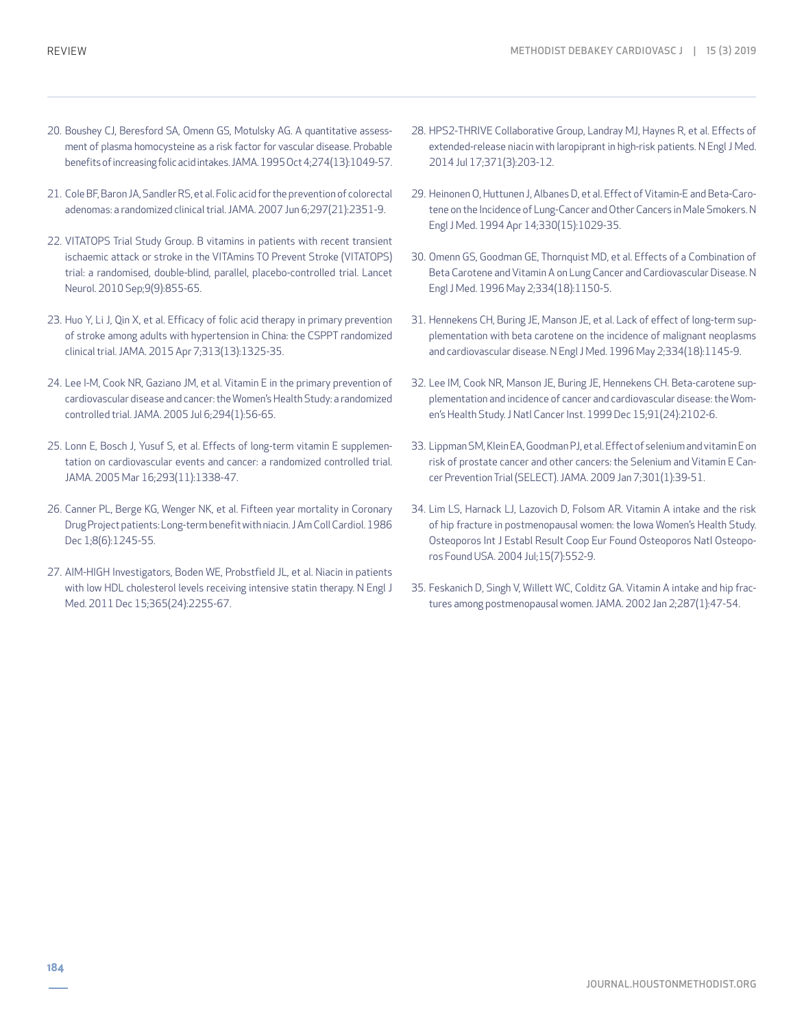20. Boushey CJ, Beresford SA, Omenn GS, Motulsky AG. A quantitative assessment of plasma homocysteine as a risk factor for vascular disease. Probable benefits of increasing folic acid intakes. JAMA. 1995 Oct 4;274(13):1049-57.
21. Cole BF, Baron JA, Sandler RS, et al. Folic acid for the prevention of colorectal adenomas: a randomized clinical trial. JAMA. 2007 Jun 6;297(21):2351-9.
22. VITATOPS Trial Study Group. B vitamins in patients with recent transient ischaemic attack or stroke in the VITAmins TO Prevent Stroke (VITATOPS) trial: a randomised, double-blind, parallel, placebo-controlled trial. Lancet Neurol. 2010 Sep;9(9):855-65.
23. Huo Y, Li J, Qin X, et al. Efficacy of folic acid therapy in primary prevention of stroke among adults with hypertension in China: the CSPPT randomized clinical trial. JAMA. 2015 Apr 7;313(13):1325-35.
24. Lee I-M, Cook NR, Gaziano JM, et al. Vitamin E in the primary prevention of cardiovascular disease and cancer: the Women's Health Study: a randomized controlled trial. JAMA. 2005 Jul 6;294(1):56-65.
25. Lonn E, Bosch J, Yusuf S, et al. Effects of long-term vitamin E supplementation on cardiovascular events and cancer: a randomized controlled trial. JAMA. 2005 Mar 16;293(11):1338-47.
26. Canner PL, Berge KG, Wenger NK, et al. Fifteen year mortality in Coronary Drug Project patients: Long-term benefit with niacin. J Am Coll Cardiol. 1986 Dec 1;8(6):1245-55.
27. AIM-HIGH Investigators, Boden WE, Probstfield JL, et al. Niacin in patients with low HDL cholesterol levels receiving intensive statin therapy. N Engl J Med. 2011 Dec 15;365(24):2255-67.
28. HPS2-THRIVE Collaborative Group, Landray MJ, Haynes R, et al. Effects of extended-release niacin with laropiprant in high-risk patients. N Engl J Med. 2014 Jul 17;371(3):203-12.
29. Heinonen O, Huttunen J, Albanes D, et al. Effect of Vitamin-E and Beta-Carotene on the Incidence of Lung-Cancer and Other Cancers in Male Smokers. N Engl J Med. 1994 Apr 14;330(15):1029-35.
30. Omenn GS, Goodman GE, Thornquist MD, et al. Effects of a Combination of Beta Carotene and Vitamin A on Lung Cancer and Cardiovascular Disease. N Engl J Med. 1996 May 2;334(18):1150-5.
31. Hennekens CH, Buring JE, Manson JE, et al. Lack of effect of long-term supplementation with beta carotene on the incidence of malignant neoplasms and cardiovascular disease. N Engl J Med. 1996 May 2;334(18):1145-9.
32. Lee IM, Cook NR, Manson JE, Buring JE, Hennekens CH. Beta-carotene supplementation and incidence of cancer and cardiovascular disease: the Women's Health Study. J Natl Cancer Inst. 1999 Dec 15;91(24):2102-6.
33. Lippman SM, Klein EA, Goodman PJ, et al. Effect of selenium and vitamin E on risk of prostate cancer and other cancers: the Selenium and Vitamin E Cancer Prevention Trial (SELECT). JAMA. 2009 Jan 7;301(1):39-51.
34. Lim LS, Harnack LJ, Lazovich D, Folsom AR. Vitamin A intake and the risk of hip fracture in postmenopausal women: the Iowa Women's Health Study. Osteoporos Int J Establ Result Coop Eur Found Osteoporos Natl Osteoporos Found USA. 2004 Jul;15(7):552-9.
35. Feskanich D, Singh V, Willett WC, Colditz GA. Vitamin A intake and hip fractures among postmenopausal women. JAMA. 2002 Jan 2;287(1):47-54.